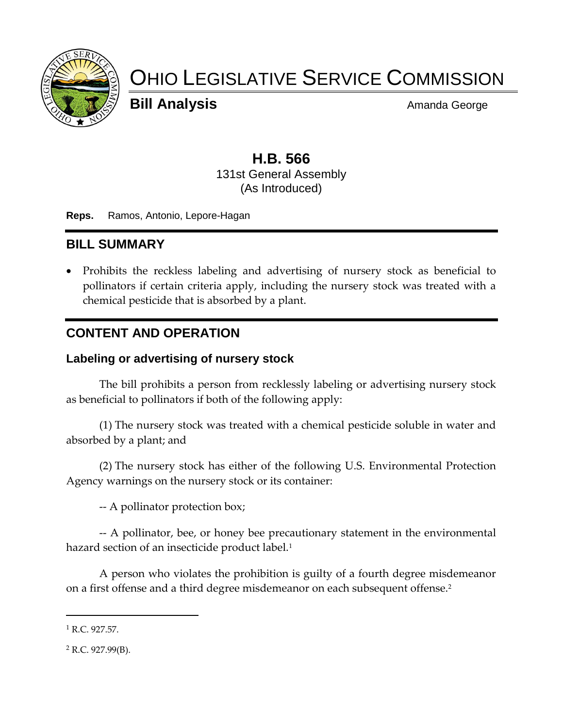# OHIO LEGISLATIVE SERVICE COMMISSION

**Bill Analysis** Amanda George

## H.B. 566

131st General Assembly
(As Introduced)

**Reps.** Ramos, Antonio, Lepore-Hagan

## BILL SUMMARY

- Prohibits the reckless labeling and advertising of nursery stock as beneficial to pollinators if certain criteria apply, including the nursery stock was treated with a chemical pesticide that is absorbed by a plant.

## CONTENT AND OPERATION

### Labeling or advertising of nursery stock

The bill prohibits a person from recklessly labeling or advertising nursery stock as beneficial to pollinators if both of the following apply:

(1) The nursery stock was treated with a chemical pesticide soluble in water and absorbed by a plant; and

(2) The nursery stock has either of the following U.S. Environmental Protection Agency warnings on the nursery stock or its container:

-- A pollinator protection box;

-- A pollinator, bee, or honey bee precautionary statement in the environmental hazard section of an insecticide product label.[1]

A person who violates the prohibition is guilty of a fourth degree misdemeanor on a first offense and a third degree misdemeanor on each subsequent offense.[2]

---

[1] R.C. 927.57.

[2] R.C. 927.99(B).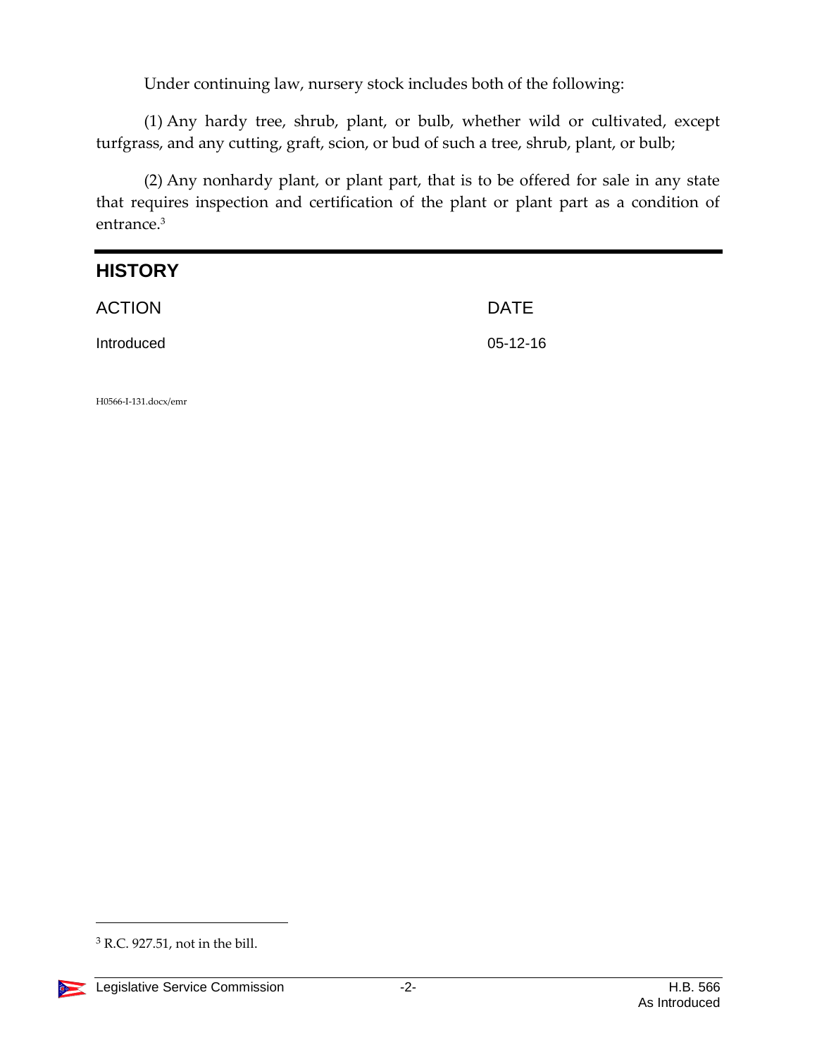Under continuing law, nursery stock includes both of the following:

(1) Any hardy tree, shrub, plant, or bulb, whether wild or cultivated, except turfgrass, and any cutting, graft, scion, or bud of such a tree, shrub, plant, or bulb;

(2) Any nonhardy plant, or plant part, that is to be offered for sale in any state that requires inspection and certification of the plant or plant part as a condition of entrance.[3]

## HISTORY

| ACTION | DATE |
|---|---|
| Introduced | 05-12-16 |

H0566-I-131.docx/emr

[3] R.C. 927.51, not in the bill.